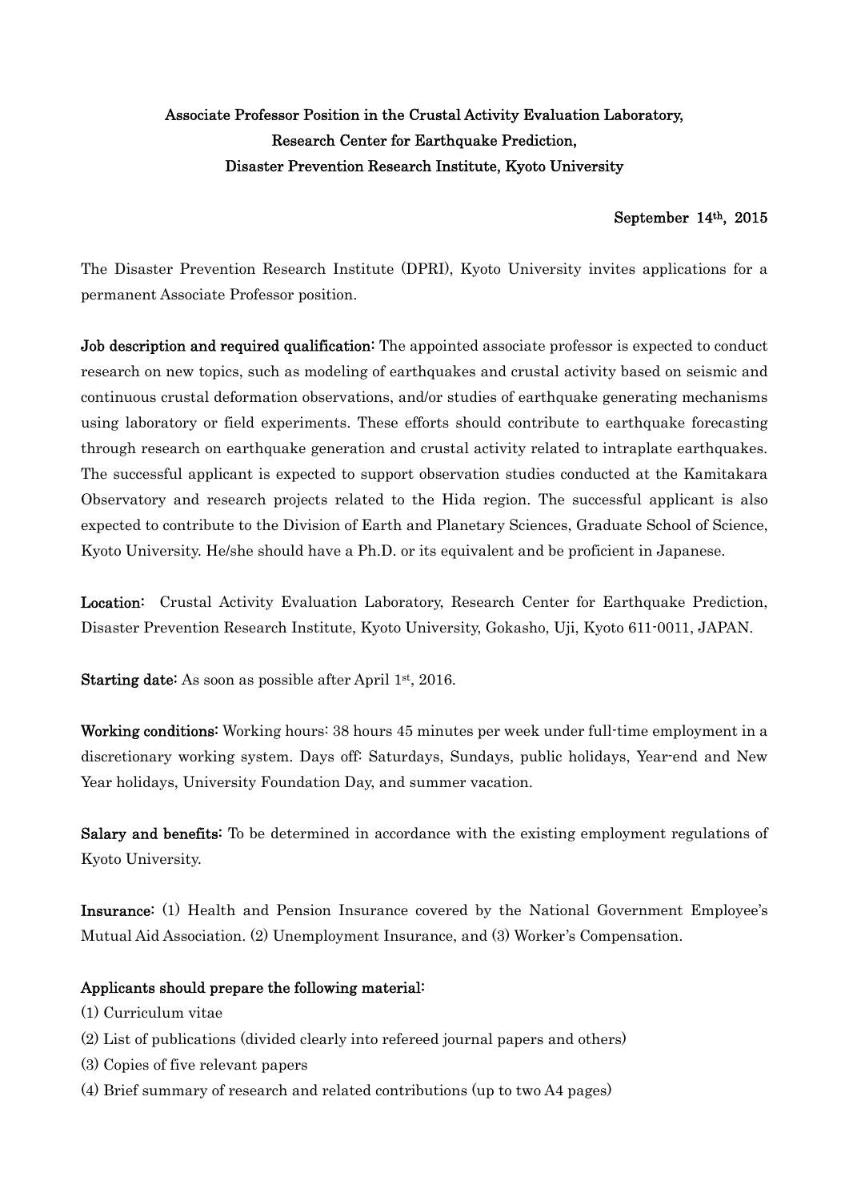# Associate Professor Position in the Crustal Activity Evaluation Laboratory, Research Center for Earthquake Prediction, Disaster Prevention Research Institute, Kyoto University

September 14th, 2015

The Disaster Prevention Research Institute (DPRI), Kyoto University invites applications for a permanent Associate Professor position.

**Job description and required qualification:** The appointed associate professor is expected to conduct research on new topics, such as modeling of earthquakes and crustal activity based on seismic and continuous crustal deformation observations, and/or studies of earthquake generating mechanisms using laboratory or field experiments. These efforts should contribute to earthquake forecasting through research on earthquake generation and crustal activity related to intraplate earthquakes. The successful applicant is expected to support observation studies conducted at the Kamitakara Observatory and research projects related to the Hida region. The successful applicant is also expected to contribute to the Division of Earth and Planetary Sciences, Graduate School of Science, Kyoto University. He/she should have a Ph.D. or its equivalent and be proficient in Japanese.

**Location:** Crustal Activity Evaluation Laboratory, Research Center for Earthquake Prediction, Disaster Prevention Research Institute, Kyoto University, Gokasho, Uji, Kyoto 611-0011, JAPAN.

**Starting date:** As soon as possible after April 1st, 2016.

**Working conditions:** Working hours: 38 hours 45 minutes per week under full-time employment in a discretionary working system. Days off: Saturdays, Sundays, public holidays, Year-end and New Year holidays, University Foundation Day, and summer vacation.

**Salary and benefits:** To be determined in accordance with the existing employment regulations of Kyoto University.

**Insurance:** (1) Health and Pension Insurance covered by the National Government Employee's Mutual Aid Association. (2) Unemployment Insurance, and (3) Worker's Compensation.

**Applicants should prepare the following material:**

(1) Curriculum vitae

(2) List of publications (divided clearly into refereed journal papers and others)

(3) Copies of five relevant papers

(4) Brief summary of research and related contributions (up to two A4 pages)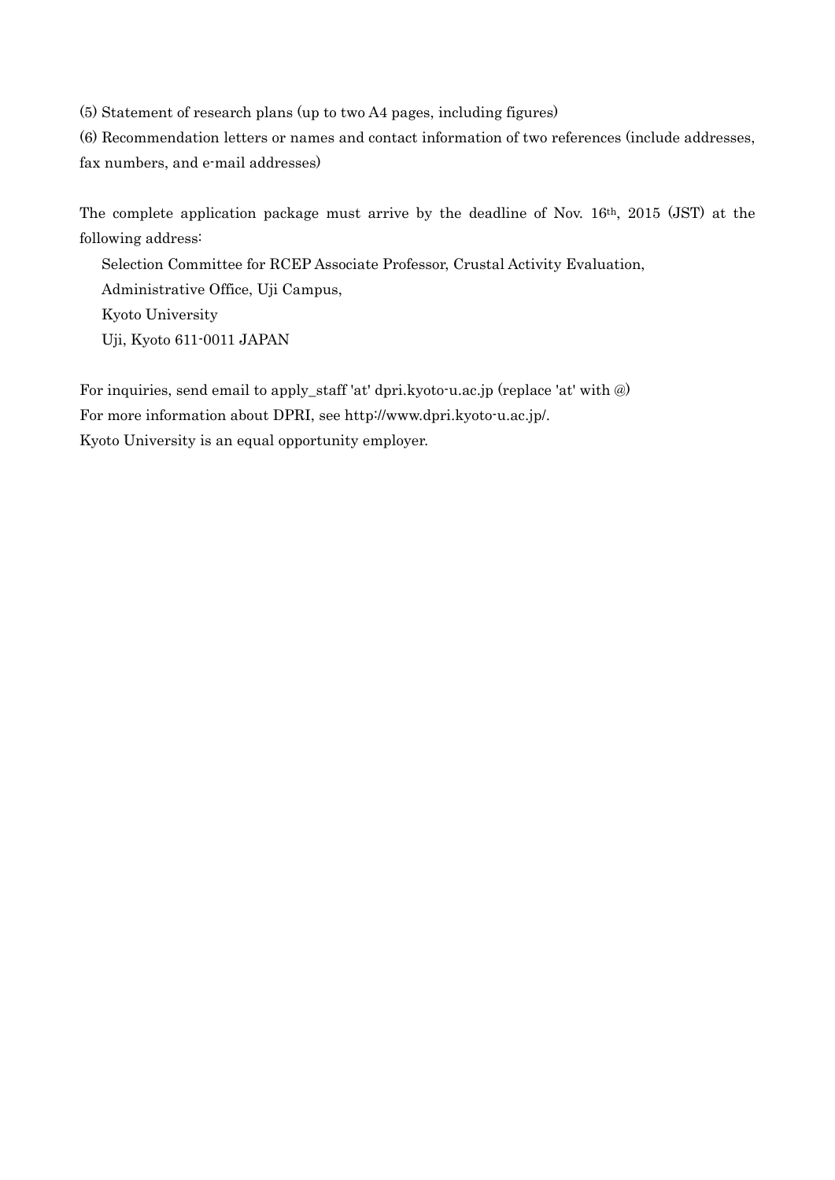(5) Statement of research plans (up to two A4 pages, including figures)

(6) Recommendation letters or names and contact information of two references (include addresses, fax numbers, and e-mail addresses)

The complete application package must arrive by the deadline of Nov. 16th, 2015 (JST) at the following address:

Selection Committee for RCEP Associate Professor, Crustal Activity Evaluation,
Administrative Office, Uji Campus,
Kyoto University
Uji, Kyoto 611-0011 JAPAN

For inquiries, send email to apply_staff 'at' dpri.kyoto-u.ac.jp (replace 'at' with @)
For more information about DPRI, see http://www.dpri.kyoto-u.ac.jp/.
Kyoto University is an equal opportunity employer.